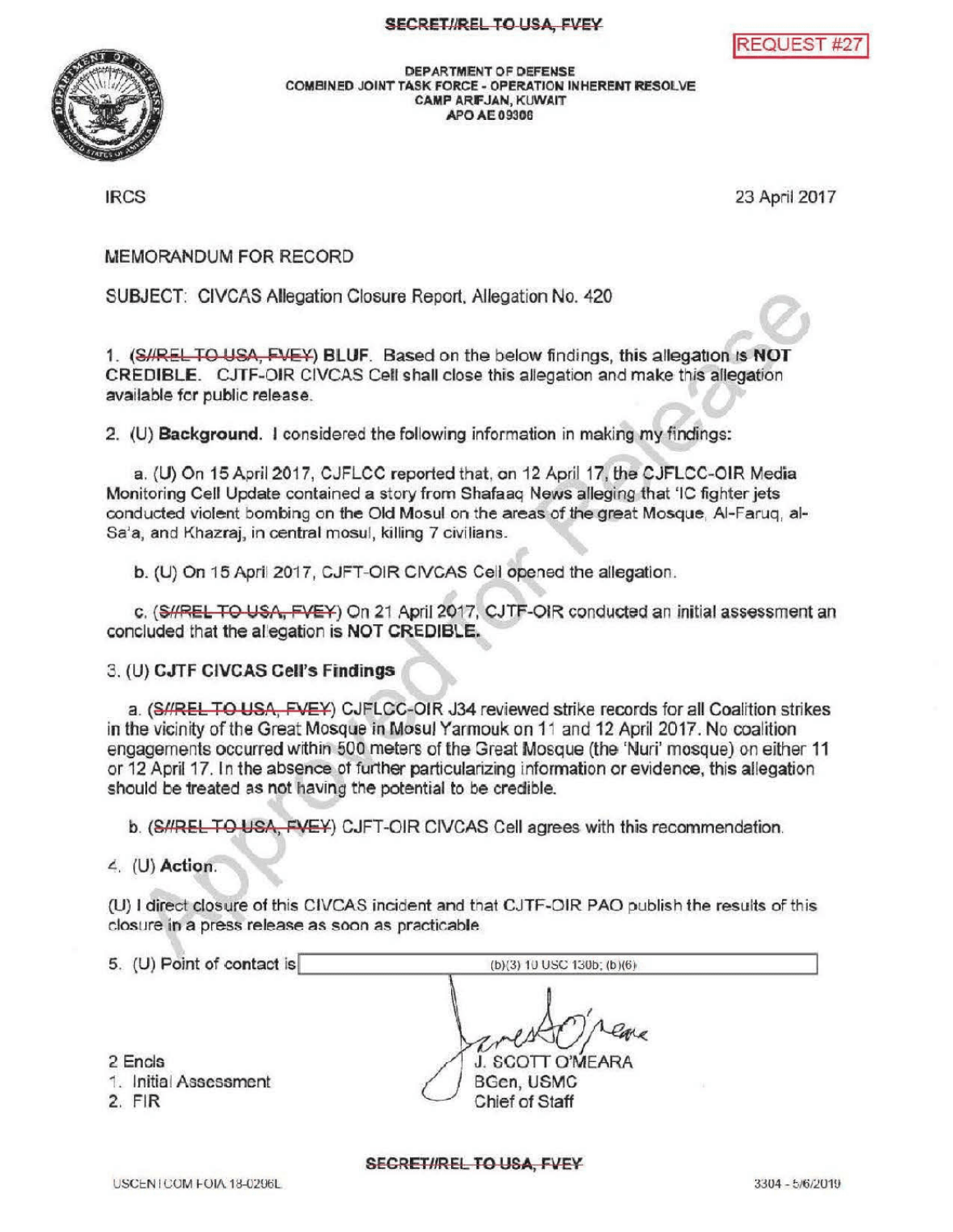SECRET//REL TO USA, FVEY

REQUEST #27

DEPARTMENT OF DEFENSE
COMBINED JOINT TASK FORCE - OPERATION INHERENT RESOLVE
CAMP ARIFJAN, KUWAIT
APO AE 09306

IRCS

23 April 2017

MEMORANDUM FOR RECORD

SUBJECT: CIVCAS Allegation Closure Report, Allegation No. 420

1. (~~S//REL TO USA, FVEY~~) **BLUF**. Based on the below findings, this allegation is **NOT CREDIBLE**. CJTF-OIR CIVCAS Cell shall close this allegation and make this allegation available for public release.

2. (U) **Background**. I considered the following information in making my findings:

   a. (U) On 15 April 2017, CJFLCC reported that, on 12 April 17, the CJFLCC-OIR Media Monitoring Cell Update contained a story from Shafaaq News alleging that 'IC fighter jets conducted violent bombing on the Old Mosul on the areas of the great Mosque, Al-Faruq, al-Sa'a, and Khazraj, in central mosul, killing 7 civilians.

   b. (U) On 15 April 2017, CJFT-OIR CIVCAS Cell opened the allegation.

   c. (~~S//REL TO USA, FVEY~~) On 21 April 2017, CJTF-OIR conducted an initial assessment an concluded that the allegation is **NOT CREDIBLE.**

3. (U) **CJTF CIVCAS Cell's Findings**

   a. (~~S//REL TO USA, FVEY~~) CJFLCC-OIR J34 reviewed strike records for all Coalition strikes in the vicinity of the Great Mosque in Mosul Yarmouk on 11 and 12 April 2017. No coalition engagements occurred within 500 meters of the Great Mosque (the 'Nuri' mosque) on either 11 or 12 April 17. In the absence of further particularizing information or evidence, this allegation should be treated as not having the potential to be credible.

   b. (~~S//REL TO USA, FVEY~~) CJFT-OIR CIVCAS Cell agrees with this recommendation.

4. (U) **Action**.

(U) I direct closure of this CIVCAS incident and that CJTF-OIR PAO publish the results of this closure in a press release as soon as practicable.

5. (U) Point of contact is (b)(3) 10 USC 130b; (b)(6)

J. SCOTT O'MEARA
BGen, USMC
Chief of Staff

2 Encls
1. Initial Assessment
2. FIR

SECRET//REL TO USA, FVEY

USCENTCOM FOIA 18-0296L

3304 - 5/6/2019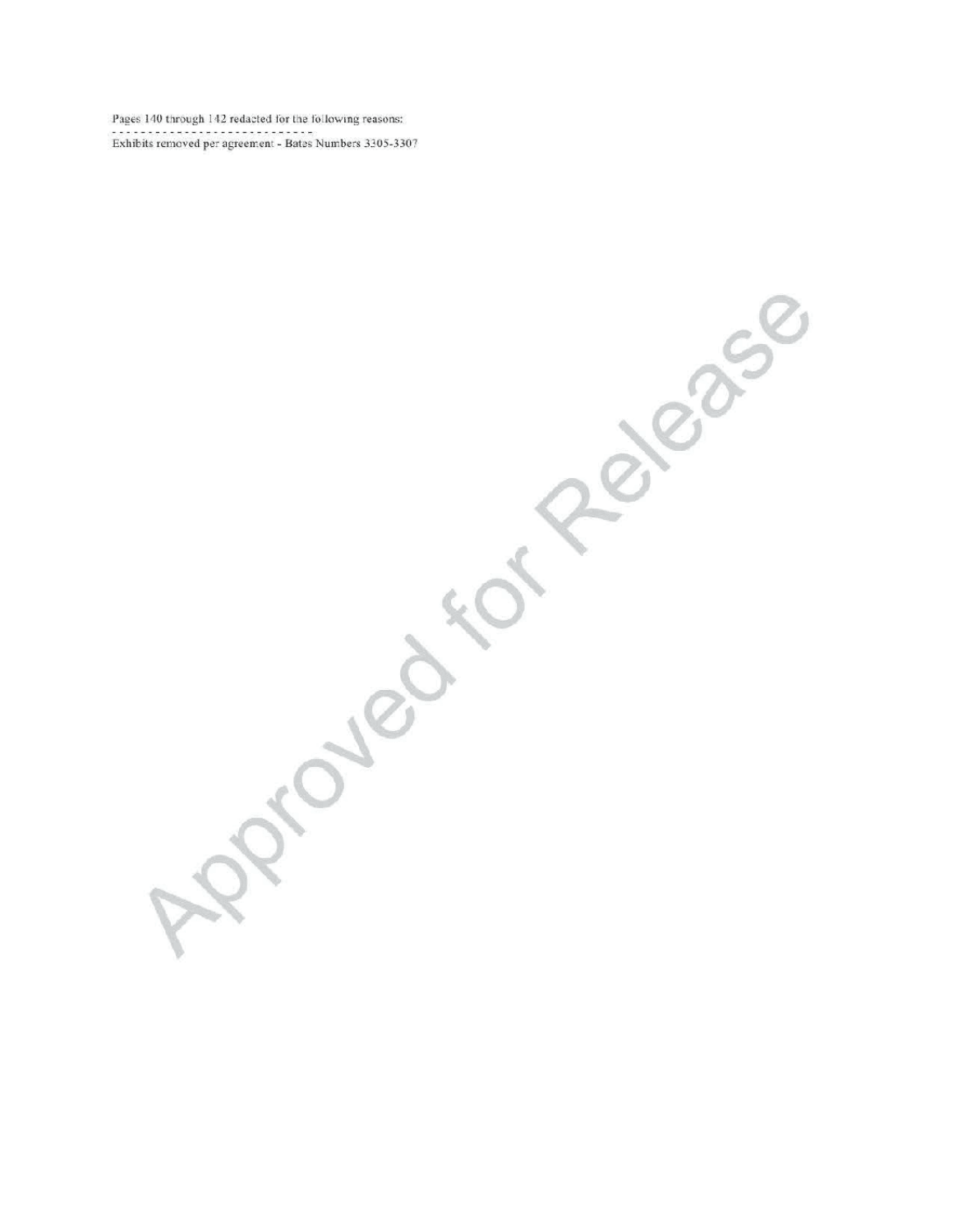Pages 140 through 142 redacted for the following reasons:

- - - - - - - - - - - - - - - - - - - - - - - - - - -

Exhibits removed per agreement - Bates Numbers 3305-3307